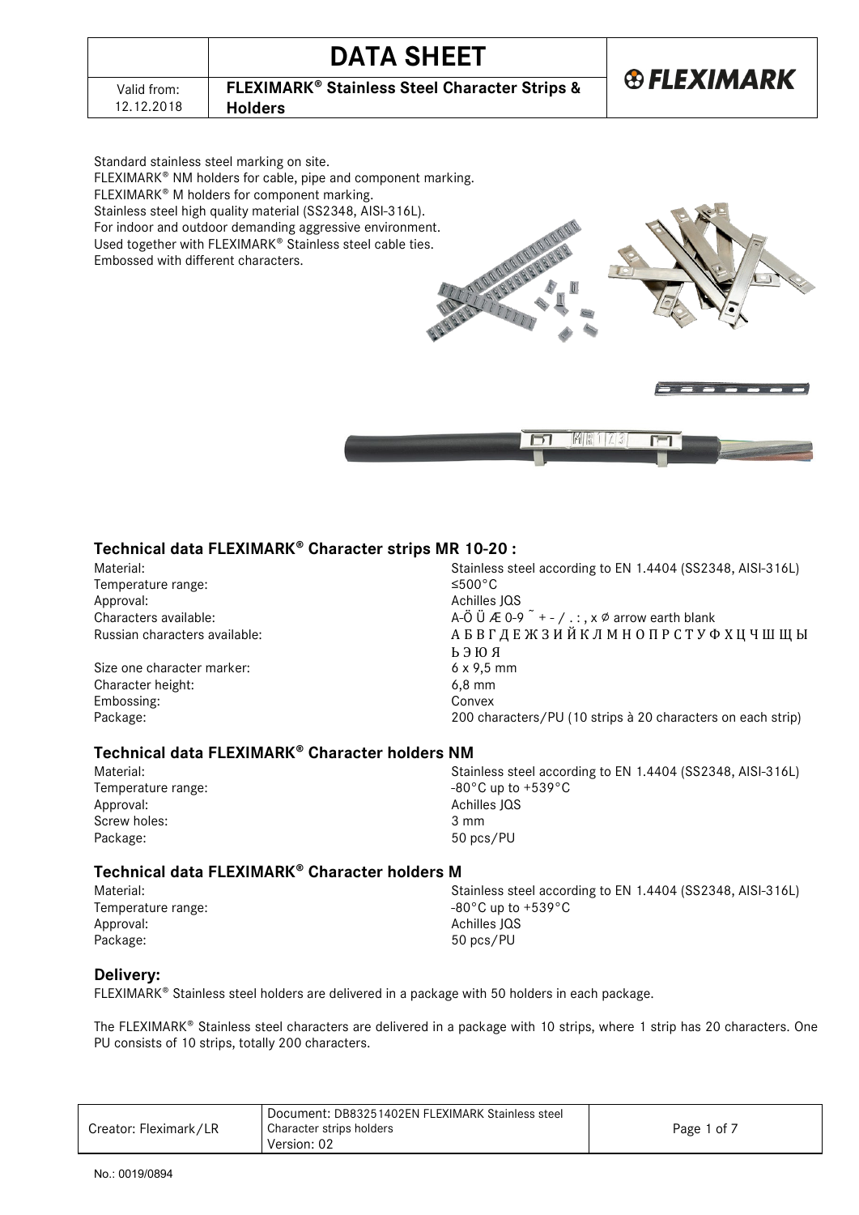# DATA SHEET

Valid from: 12.12.2018

**FLEXIMARK® Stainless Steel Character Strips & Holders**

FLEXIMARK

Standard stainless steel marking on site.
FLEXIMARK® NM holders for cable, pipe and component marking.
FLEXIMARK® M holders for component marking.
Stainless steel high quality material (SS2348, AISI-316L).
For indoor and outdoor demanding aggressive environment.
Used together with FLEXIMARK® Stainless steel cable ties.
Embossed with different characters.

## Technical data FLEXIMARK® Character strips MR 10-20 :

| | |
|---|---|
| Material: | Stainless steel according to EN 1.4404 (SS2348, AISI-316L) |
| Temperature range: | ≤500°C |
| Approval: | Achilles JQS |
| Characters available: | A-Ö Ü Æ 0-9 ˜ + - / . : , x ⌀ arrow earth blank |
| Russian characters available: | А Б В Г Д Е Ж З И Й К Л М Н О П Р С Т У Ф Х Ц Ч Ш Щ Ы Ь Э Ю Я |
| Size one character marker: | 6 x 9,5 mm |
| Character height: | 6,8 mm |
| Embossing: | Convex |
| Package: | 200 characters/PU (10 strips à 20 characters on each strip) |

## Technical data FLEXIMARK® Character holders NM

| | |
|---|---|
| Material: | Stainless steel according to EN 1.4404 (SS2348, AISI-316L) |
| Temperature range: | -80°C up to +539°C |
| Approval: | Achilles JQS |
| Screw holes: | 3 mm |
| Package: | 50 pcs/PU |

## Technical data FLEXIMARK® Character holders M

| | |
|---|---|
| Material: | Stainless steel according to EN 1.4404 (SS2348, AISI-316L) |
| Temperature range: | -80°C up to +539°C |
| Approval: | Achilles JQS |
| Package: | 50 pcs/PU |

## Delivery:

FLEXIMARK® Stainless steel holders are delivered in a package with 50 holders in each package.

The FLEXIMARK® Stainless steel characters are delivered in a package with 10 strips, where 1 strip has 20 characters. One PU consists of 10 strips, totally 200 characters.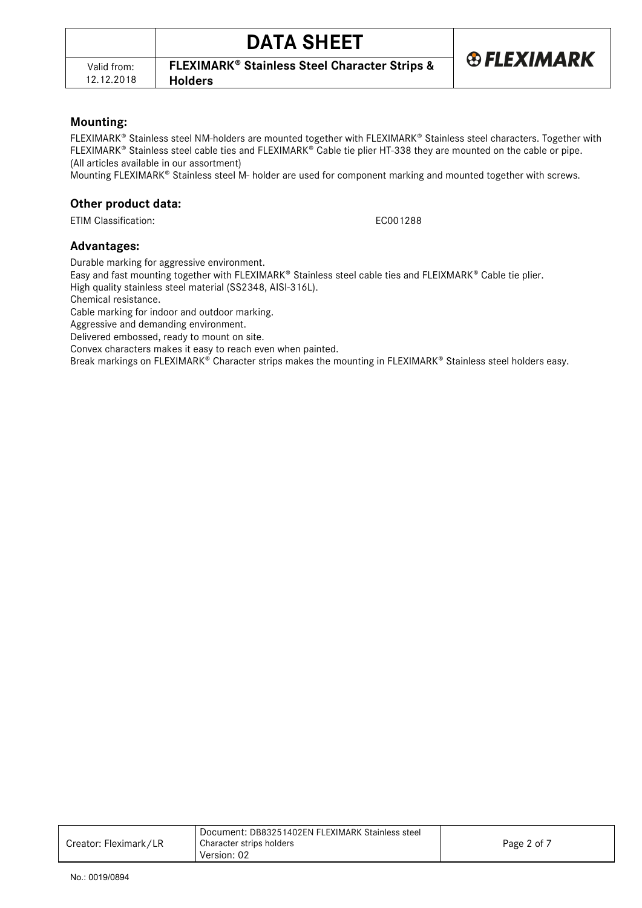## Mounting:

FLEXIMARK® Stainless steel NM-holders are mounted together with FLEXIMARK® Stainless steel characters. Together with FLEXIMARK® Stainless steel cable ties and FLEXIMARK® Cable tie plier HT-338 they are mounted on the cable or pipe. (All articles available in our assortment)

Mounting FLEXIMARK® Stainless steel M- holder are used for component marking and mounted together with screws.

## Other product data:

ETIM Classification: EC001288

## Advantages:

Durable marking for aggressive environment.
Easy and fast mounting together with FLEXIMARK® Stainless steel cable ties and FLEIXMARK® Cable tie plier.
High quality stainless steel material (SS2348, AISI-316L).
Chemical resistance.
Cable marking for indoor and outdoor marking.
Aggressive and demanding environment.
Delivered embossed, ready to mount on site.
Convex characters makes it easy to reach even when painted.
Break markings on FLEXIMARK® Character strips makes the mounting in FLEXIMARK® Stainless steel holders easy.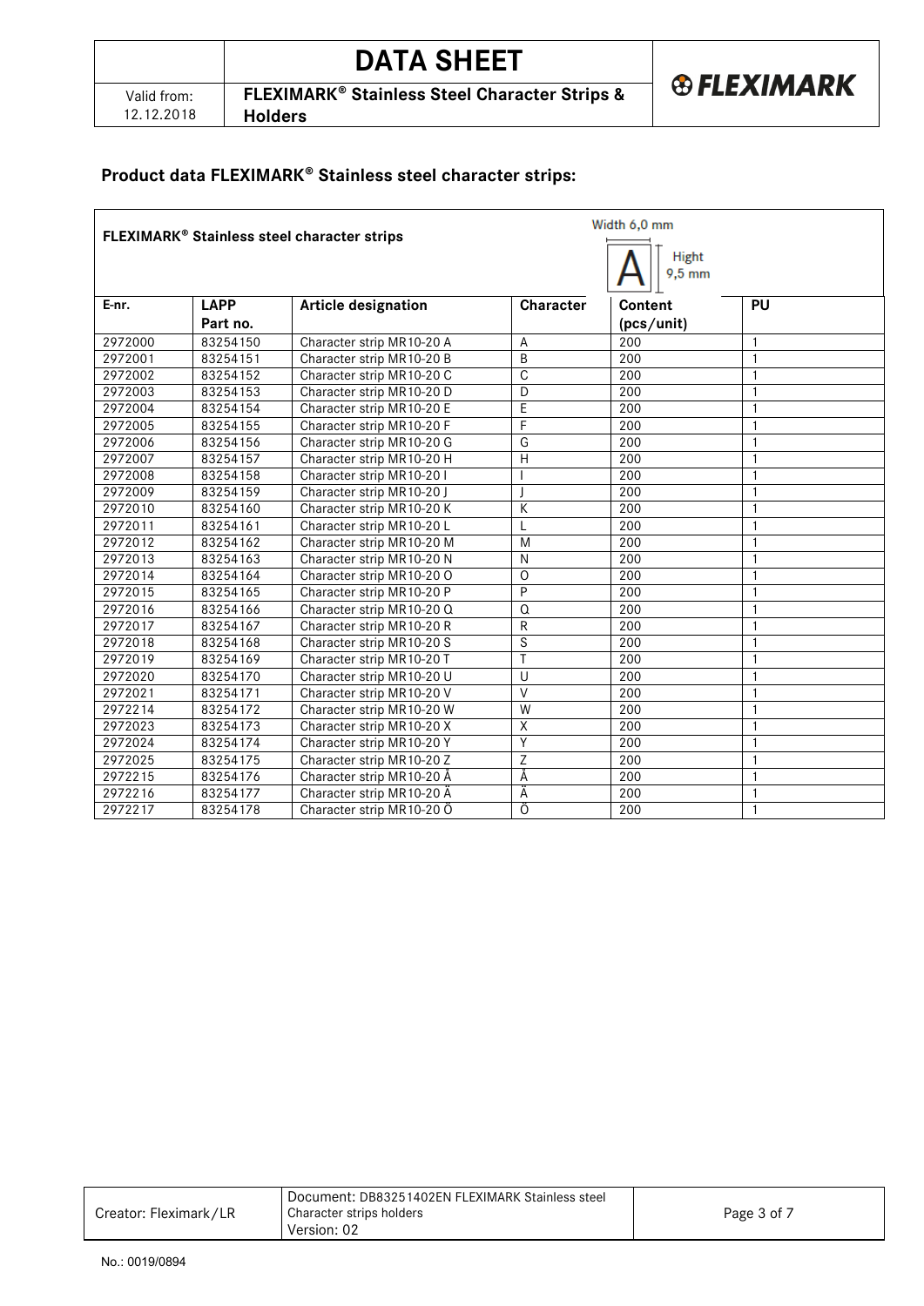## Product data FLEXIMARK® Stainless steel character strips:

**FLEXIMARK® Stainless steel character strips**

Width 6,0 mm
Hight 9,5 mm

| E-nr. | LAPP Part no. | Article designation | Character | Content (pcs/unit) | PU |
|---|---|---|---|---|---|
| 2972000 | 83254150 | Character strip MR10-20 A | A | 200 | 1 |
| 2972001 | 83254151 | Character strip MR10-20 B | B | 200 | 1 |
| 2972002 | 83254152 | Character strip MR10-20 C | C | 200 | 1 |
| 2972003 | 83254153 | Character strip MR10-20 D | D | 200 | 1 |
| 2972004 | 83254154 | Character strip MR10-20 E | E | 200 | 1 |
| 2972005 | 83254155 | Character strip MR10-20 F | F | 200 | 1 |
| 2972006 | 83254156 | Character strip MR10-20 G | G | 200 | 1 |
| 2972007 | 83254157 | Character strip MR10-20 H | H | 200 | 1 |
| 2972008 | 83254158 | Character strip MR10-20 I | I | 200 | 1 |
| 2972009 | 83254159 | Character strip MR10-20 J | J | 200 | 1 |
| 2972010 | 83254160 | Character strip MR10-20 K | K | 200 | 1 |
| 2972011 | 83254161 | Character strip MR10-20 L | L | 200 | 1 |
| 2972012 | 83254162 | Character strip MR10-20 M | M | 200 | 1 |
| 2972013 | 83254163 | Character strip MR10-20 N | N | 200 | 1 |
| 2972014 | 83254164 | Character strip MR10-20 O | O | 200 | 1 |
| 2972015 | 83254165 | Character strip MR10-20 P | P | 200 | 1 |
| 2972016 | 83254166 | Character strip MR10-20 Q | Q | 200 | 1 |
| 2972017 | 83254167 | Character strip MR10-20 R | R | 200 | 1 |
| 2972018 | 83254168 | Character strip MR10-20 S | S | 200 | 1 |
| 2972019 | 83254169 | Character strip MR10-20 T | T | 200 | 1 |
| 2972020 | 83254170 | Character strip MR10-20 U | U | 200 | 1 |
| 2972021 | 83254171 | Character strip MR10-20 V | V | 200 | 1 |
| 2972214 | 83254172 | Character strip MR10-20 W | W | 200 | 1 |
| 2972023 | 83254173 | Character strip MR10-20 X | X | 200 | 1 |
| 2972024 | 83254174 | Character strip MR10-20 Y | Y | 200 | 1 |
| 2972025 | 83254175 | Character strip MR10-20 Z | Z | 200 | 1 |
| 2972215 | 83254176 | Character strip MR10-20 Å | Å | 200 | 1 |
| 2972216 | 83254177 | Character strip MR10-20 Ä | Ä | 200 | 1 |
| 2972217 | 83254178 | Character strip MR10-20 Ö | Ö | 200 | 1 |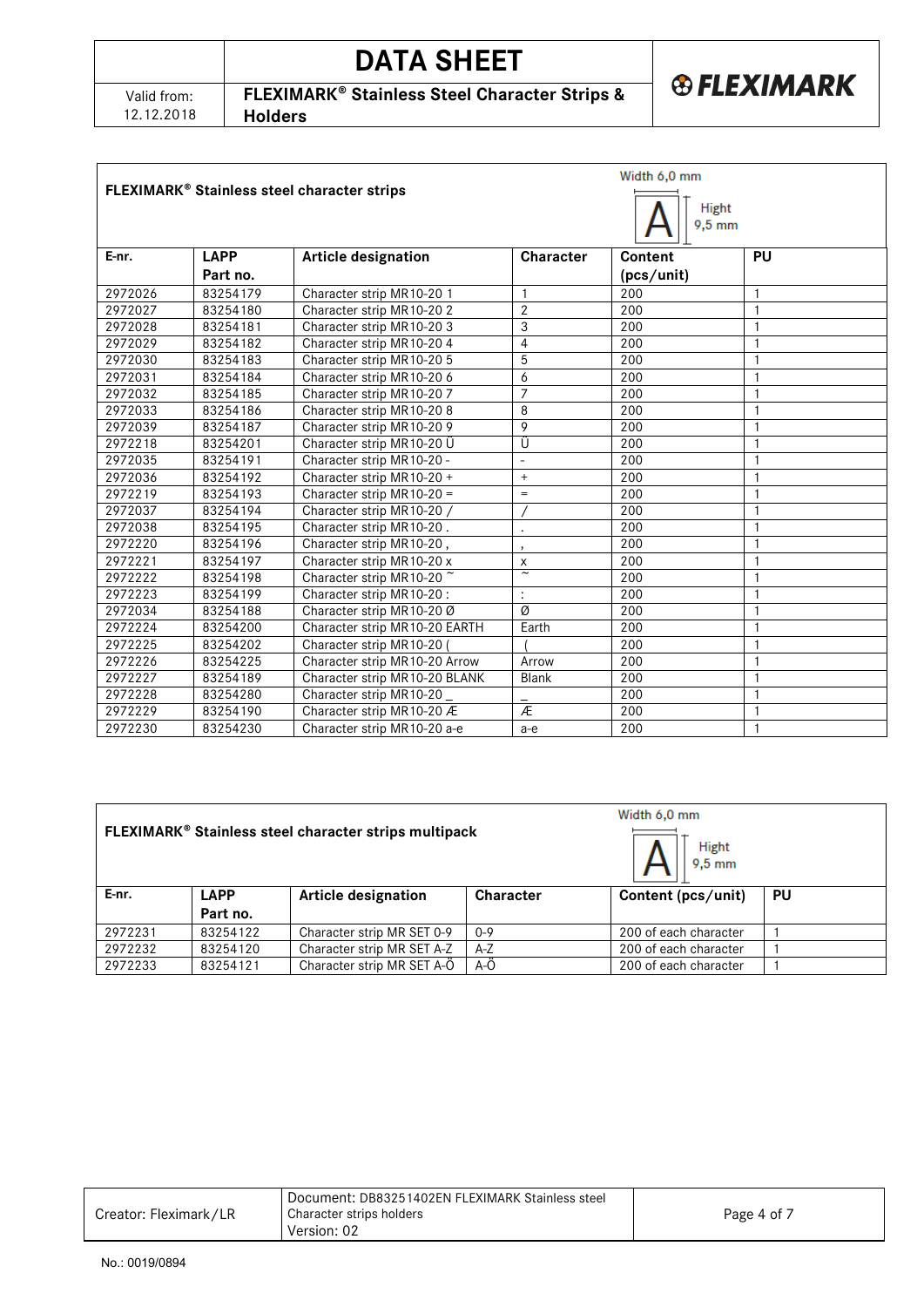# DATA SHEET

Valid from: 12.12.2018

**FLEXIMARK® Stainless Steel Character Strips & Holders**

| **FLEXIMARK® Stainless steel character strips** | | | | Width 6,0 mm, Hight 9,5 mm | |
|---|---|---|---|---|---|
| **E-nr.** | **LAPP Part no.** | **Article designation** | **Character** | **Content (pcs/unit)** | **PU** |
| 2972026 | 83254179 | Character strip MR10-20 1 | 1 | 200 | 1 |
| 2972027 | 83254180 | Character strip MR10-20 2 | 2 | 200 | 1 |
| 2972028 | 83254181 | Character strip MR10-20 3 | 3 | 200 | 1 |
| 2972029 | 83254182 | Character strip MR10-20 4 | 4 | 200 | 1 |
| 2972030 | 83254183 | Character strip MR10-20 5 | 5 | 200 | 1 |
| 2972031 | 83254184 | Character strip MR10-20 6 | 6 | 200 | 1 |
| 2972032 | 83254185 | Character strip MR10-20 7 | 7 | 200 | 1 |
| 2972033 | 83254186 | Character strip MR10-20 8 | 8 | 200 | 1 |
| 2972039 | 83254187 | Character strip MR10-20 9 | 9 | 200 | 1 |
| 2972218 | 83254201 | Character strip MR10-20 Ü | Ü | 200 | 1 |
| 2972035 | 83254191 | Character strip MR10-20 - | - | 200 | 1 |
| 2972036 | 83254192 | Character strip MR10-20 + | + | 200 | 1 |
| 2972219 | 83254193 | Character strip MR10-20 = | = | 200 | 1 |
| 2972037 | 83254194 | Character strip MR10-20 / | / | 200 | 1 |
| 2972038 | 83254195 | Character strip MR10-20 . | . | 200 | 1 |
| 2972220 | 83254196 | Character strip MR10-20 , | , | 200 | 1 |
| 2972221 | 83254197 | Character strip MR10-20 x | x | 200 | 1 |
| 2972222 | 83254198 | Character strip MR10-20 ~ | ~ | 200 | 1 |
| 2972223 | 83254199 | Character strip MR10-20 : | : | 200 | 1 |
| 2972034 | 83254188 | Character strip MR10-20 Ø | Ø | 200 | 1 |
| 2972224 | 83254200 | Character strip MR10-20 EARTH | Earth | 200 | 1 |
| 2972225 | 83254202 | Character strip MR10-20 ( | ( | 200 | 1 |
| 2972226 | 83254225 | Character strip MR10-20 Arrow | Arrow | 200 | 1 |
| 2972227 | 83254189 | Character strip MR10-20 BLANK | Blank | 200 | 1 |
| 2972228 | 83254280 | Character strip MR10-20 _ | _ | 200 | 1 |
| 2972229 | 83254190 | Character strip MR10-20 Æ | Æ | 200 | 1 |
| 2972230 | 83254230 | Character strip MR10-20 a-e | a-e | 200 | 1 |

| **FLEXIMARK® Stainless steel character strips multipack** | | | | Width 6,0 mm, Hight 9,5 mm | |
|---|---|---|---|---|---|
| **E-nr.** | **LAPP Part no.** | **Article designation** | **Character** | **Content (pcs/unit)** | **PU** |
| 2972231 | 83254122 | Character strip MR SET 0-9 | 0-9 | 200 of each character | 1 |
| 2972232 | 83254120 | Character strip MR SET A-Z | A-Z | 200 of each character | 1 |
| 2972233 | 83254121 | Character strip MR SET A-Ö | A-Ö | 200 of each character | 1 |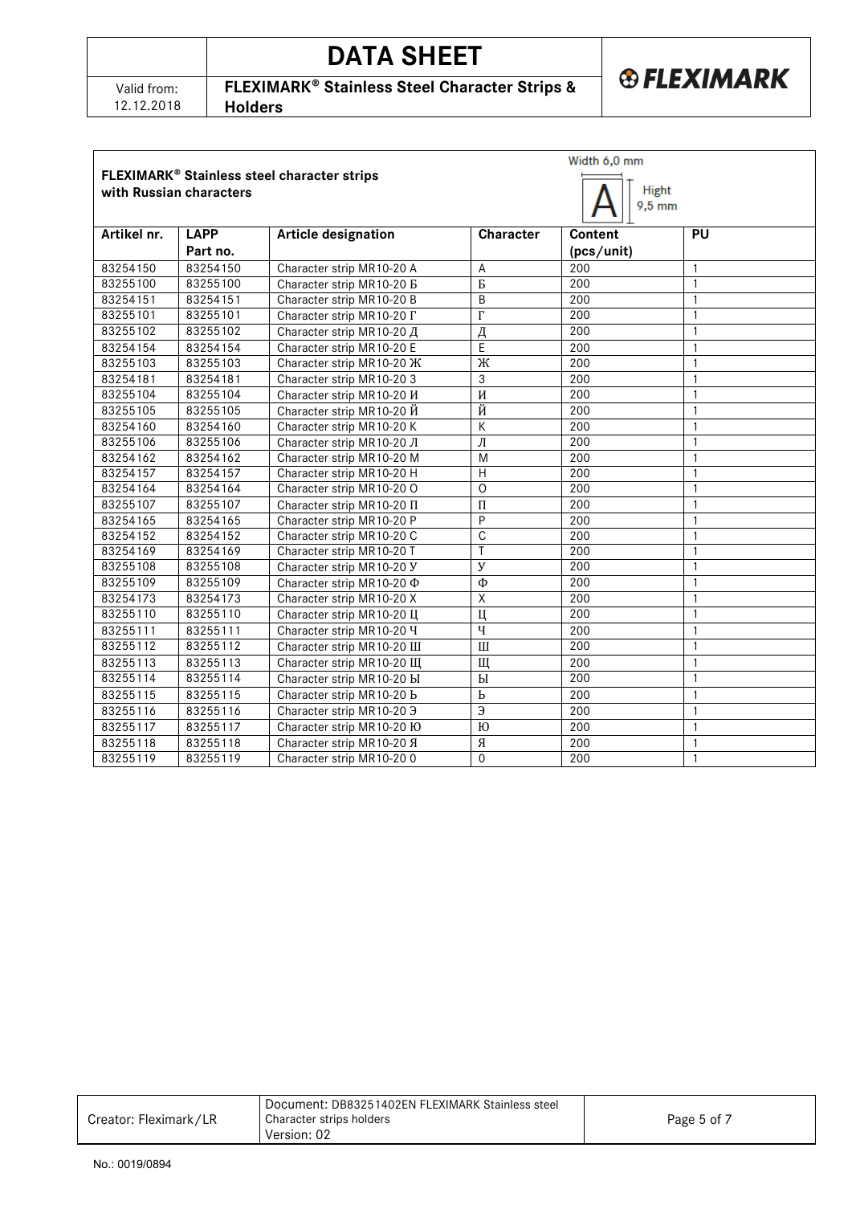**FLEXIMARK® Stainless steel character strips with Russian characters**

Width 6,0 mm

Hight 9,5 mm

| Artikel nr. | LAPP Part no. | Article designation | Character | Content (pcs/unit) | PU |
|---|---|---|---|---|---|
| 83254150 | 83254150 | Character strip MR10-20 A | A | 200 | 1 |
| 83255100 | 83255100 | Character strip MR10-20 Б | Б | 200 | 1 |
| 83254151 | 83254151 | Character strip MR10-20 B | B | 200 | 1 |
| 83255101 | 83255101 | Character strip MR10-20 Г | Г | 200 | 1 |
| 83255102 | 83255102 | Character strip MR10-20 Д | Д | 200 | 1 |
| 83254154 | 83254154 | Character strip MR10-20 E | E | 200 | 1 |
| 83255103 | 83255103 | Character strip MR10-20 Ж | Ж | 200 | 1 |
| 83254181 | 83254181 | Character strip MR10-20 3 | 3 | 200 | 1 |
| 83255104 | 83255104 | Character strip MR10-20 И | И | 200 | 1 |
| 83255105 | 83255105 | Character strip MR10-20 Й | Й | 200 | 1 |
| 83254160 | 83254160 | Character strip MR10-20 K | K | 200 | 1 |
| 83255106 | 83255106 | Character strip MR10-20 Л | Л | 200 | 1 |
| 83254162 | 83254162 | Character strip MR10-20 M | M | 200 | 1 |
| 83254157 | 83254157 | Character strip MR10-20 H | H | 200 | 1 |
| 83254164 | 83254164 | Character strip MR10-20 O | O | 200 | 1 |
| 83255107 | 83255107 | Character strip MR10-20 П | П | 200 | 1 |
| 83254165 | 83254165 | Character strip MR10-20 P | P | 200 | 1 |
| 83254152 | 83254152 | Character strip MR10-20 C | C | 200 | 1 |
| 83254169 | 83254169 | Character strip MR10-20 T | T | 200 | 1 |
| 83255108 | 83255108 | Character strip MR10-20 У | У | 200 | 1 |
| 83255109 | 83255109 | Character strip MR10-20 Ф | Ф | 200 | 1 |
| 83254173 | 83254173 | Character strip MR10-20 X | X | 200 | 1 |
| 83255110 | 83255110 | Character strip MR10-20 Ц | Ц | 200 | 1 |
| 83255111 | 83255111 | Character strip MR10-20 Ч | Ч | 200 | 1 |
| 83255112 | 83255112 | Character strip MR10-20 Ш | Ш | 200 | 1 |
| 83255113 | 83255113 | Character strip MR10-20 Щ | Щ | 200 | 1 |
| 83255114 | 83255114 | Character strip MR10-20 Ы | Ы | 200 | 1 |
| 83255115 | 83255115 | Character strip MR10-20 Ь | Ь | 200 | 1 |
| 83255116 | 83255116 | Character strip MR10-20 Э | Э | 200 | 1 |
| 83255117 | 83255117 | Character strip MR10-20 Ю | Ю | 200 | 1 |
| 83255118 | 83255118 | Character strip MR10-20 Я | Я | 200 | 1 |
| 83255119 | 83255119 | Character strip MR10-20 0 | 0 | 200 | 1 |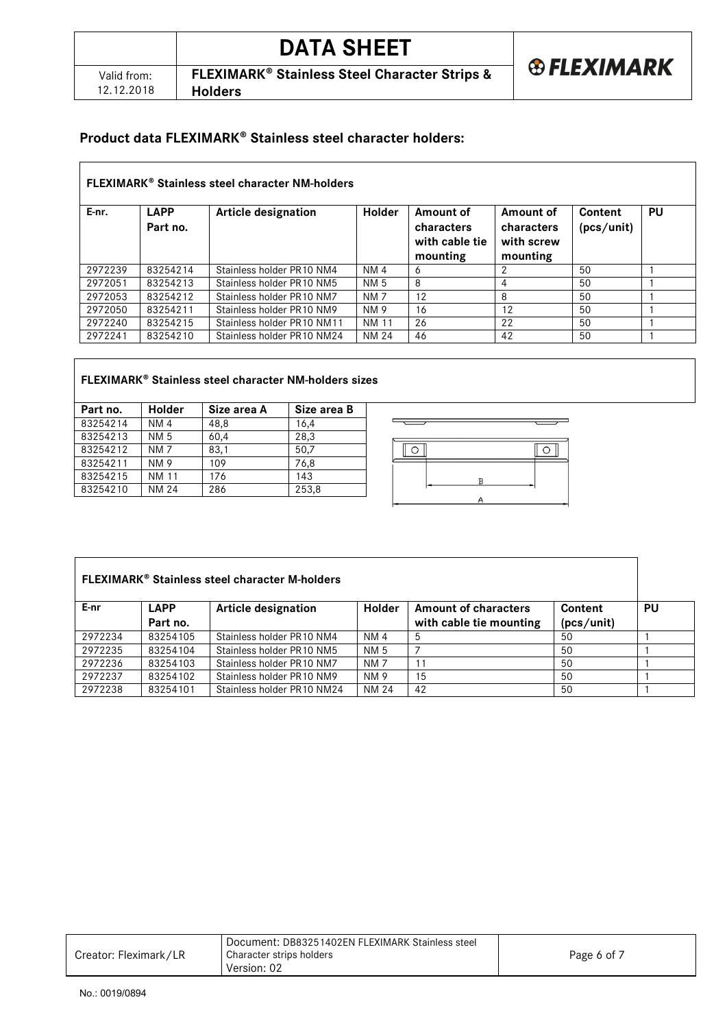## Product data FLEXIMARK® Stainless steel character holders:

**FLEXIMARK® Stainless steel character NM-holders**

| E-nr. | LAPP Part no. | Article designation | Holder | Amount of characters with cable tie mounting | Amount of characters with screw mounting | Content (pcs/unit) | PU |
|---|---|---|---|---|---|---|---|
| 2972239 | 83254214 | Stainless holder PR10 NM4 | NM 4 | 6 | 2 | 50 | 1 |
| 2972051 | 83254213 | Stainless holder PR10 NM5 | NM 5 | 8 | 4 | 50 | 1 |
| 2972053 | 83254212 | Stainless holder PR10 NM7 | NM 7 | 12 | 8 | 50 | 1 |
| 2972050 | 83254211 | Stainless holder PR10 NM9 | NM 9 | 16 | 12 | 50 | 1 |
| 2972240 | 83254215 | Stainless holder PR10 NM11 | NM 11 | 26 | 22 | 50 | 1 |
| 2972241 | 83254210 | Stainless holder PR10 NM24 | NM 24 | 46 | 42 | 50 | 1 |

**FLEXIMARK® Stainless steel character NM-holders sizes**

| Part no. | Holder | Size area A | Size area B |
|---|---|---|---|
| 83254214 | NM 4 | 48,8 | 16,4 |
| 83254213 | NM 5 | 60,4 | 28,3 |
| 83254212 | NM 7 | 83,1 | 50,7 |
| 83254211 | NM 9 | 109 | 76,8 |
| 83254215 | NM 11 | 176 | 143 |
| 83254210 | NM 24 | 286 | 253,8 |

**FLEXIMARK® Stainless steel character M-holders**

| E-nr | LAPP Part no. | Article designation | Holder | Amount of characters with cable tie mounting | Content (pcs/unit) | PU |
|---|---|---|---|---|---|---|
| 2972234 | 83254105 | Stainless holder PR10 NM4 | NM 4 | 5 | 50 | 1 |
| 2972235 | 83254104 | Stainless holder PR10 NM5 | NM 5 | 7 | 50 | 1 |
| 2972236 | 83254103 | Stainless holder PR10 NM7 | NM 7 | 11 | 50 | 1 |
| 2972237 | 83254102 | Stainless holder PR10 NM9 | NM 9 | 15 | 50 | 1 |
| 2972238 | 83254101 | Stainless holder PR10 NM24 | NM 24 | 42 | 50 | 1 |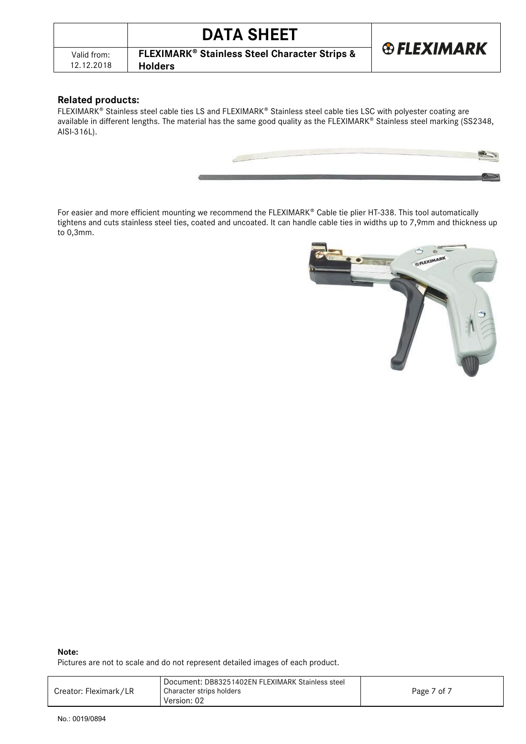## Related products:

FLEXIMARK® Stainless steel cable ties LS and FLEXIMARK® Stainless steel cable ties LSC with polyester coating are available in different lengths. The material has the same good quality as the FLEXIMARK® Stainless steel marking (SS2348, AISI-316L).

For easier and more efficient mounting we recommend the FLEXIMARK® Cable tie plier HT-338. This tool automatically tightens and cuts stainless steel ties, coated and uncoated. It can handle cable ties in widths up to 7,9mm and thickness up to 0,3mm.

**Note:**
Pictures are not to scale and do not represent detailed images of each product.